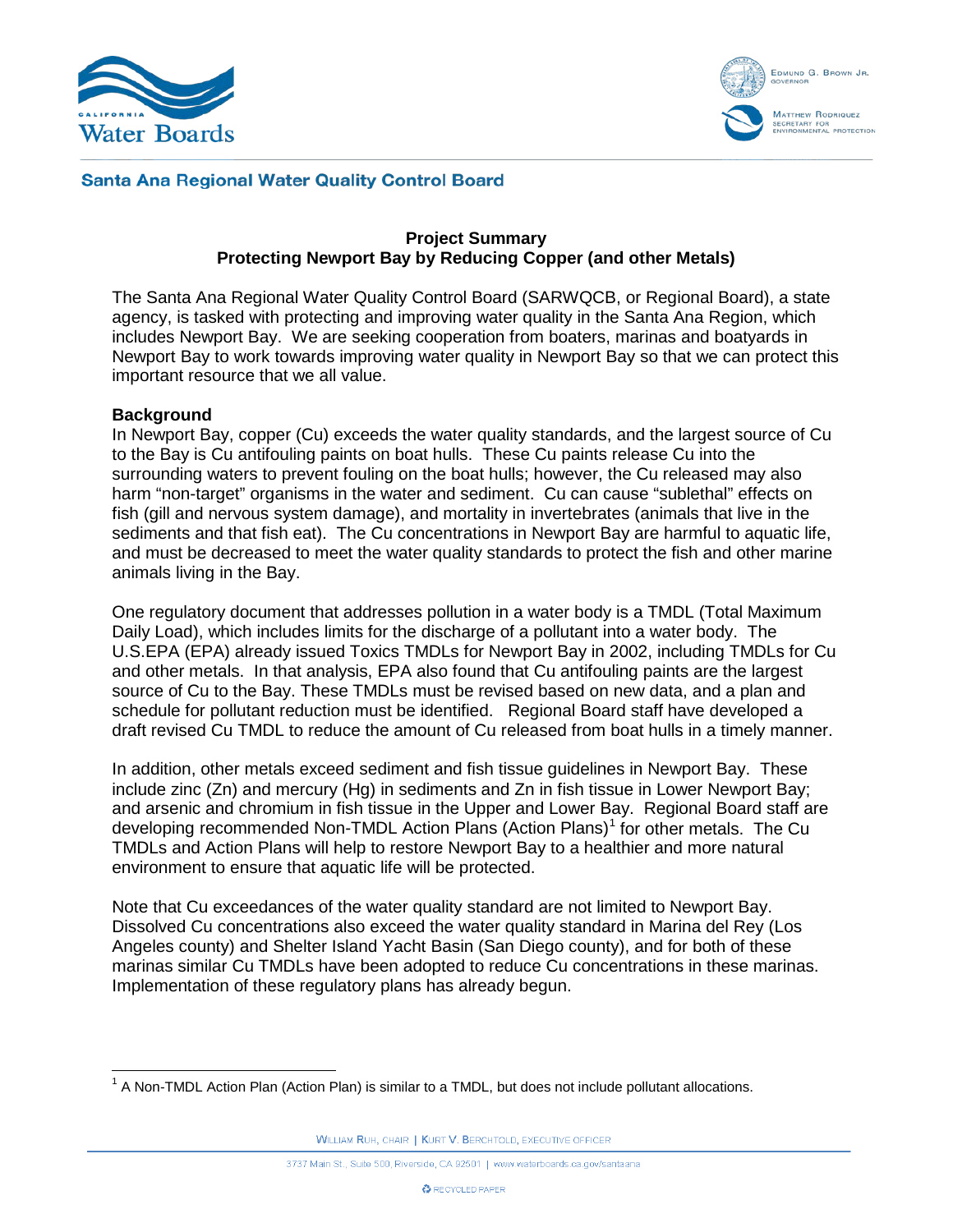Santa Ana Regional Water Quality Control Board

**Project Summary**
**Protecting Newport Bay by Reducing Copper (and other Metals)**

The Santa Ana Regional Water Quality Control Board (SARWQCB, or Regional Board), a state agency, is tasked with protecting and improving water quality in the Santa Ana Region, which includes Newport Bay. We are seeking cooperation from boaters, marinas and boatyards in Newport Bay to work towards improving water quality in Newport Bay so that we can protect this important resource that we all value.

**Background**

In Newport Bay, copper (Cu) exceeds the water quality standards, and the largest source of Cu to the Bay is Cu antifouling paints on boat hulls. These Cu paints release Cu into the surrounding waters to prevent fouling on the boat hulls; however, the Cu released may also harm "non-target" organisms in the water and sediment. Cu can cause "sublethal" effects on fish (gill and nervous system damage), and mortality in invertebrates (animals that live in the sediments and that fish eat). The Cu concentrations in Newport Bay are harmful to aquatic life, and must be decreased to meet the water quality standards to protect the fish and other marine animals living in the Bay.

One regulatory document that addresses pollution in a water body is a TMDL (Total Maximum Daily Load), which includes limits for the discharge of a pollutant into a water body. The U.S.EPA (EPA) already issued Toxics TMDLs for Newport Bay in 2002, including TMDLs for Cu and other metals. In that analysis, EPA also found that Cu antifouling paints are the largest source of Cu to the Bay. These TMDLs must be revised based on new data, and a plan and schedule for pollutant reduction must be identified. Regional Board staff have developed a draft revised Cu TMDL to reduce the amount of Cu released from boat hulls in a timely manner.

In addition, other metals exceed sediment and fish tissue guidelines in Newport Bay. These include zinc (Zn) and mercury (Hg) in sediments and Zn in fish tissue in Lower Newport Bay; and arsenic and chromium in fish tissue in the Upper and Lower Bay. Regional Board staff are developing recommended Non-TMDL Action Plans (Action Plans)[1] for other metals. The Cu TMDLs and Action Plans will help to restore Newport Bay to a healthier and more natural environment to ensure that aquatic life will be protected.

Note that Cu exceedances of the water quality standard are not limited to Newport Bay. Dissolved Cu concentrations also exceed the water quality standard in Marina del Rey (Los Angeles county) and Shelter Island Yacht Basin (San Diego county), and for both of these marinas similar Cu TMDLs have been adopted to reduce Cu concentrations in these marinas. Implementation of these regulatory plans has already begun.

[1] A Non-TMDL Action Plan (Action Plan) is similar to a TMDL, but does not include pollutant allocations.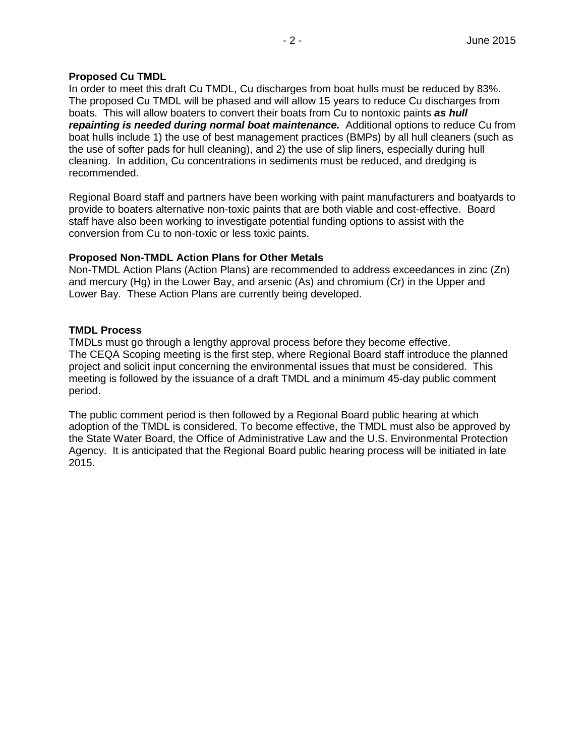### Proposed Cu TMDL

In order to meet this draft Cu TMDL, Cu discharges from boat hulls must be reduced by 83%. The proposed Cu TMDL will be phased and will allow 15 years to reduce Cu discharges from boats. This will allow boaters to convert their boats from Cu to nontoxic paints ***as hull repainting is needed during normal boat maintenance.*** Additional options to reduce Cu from boat hulls include 1) the use of best management practices (BMPs) by all hull cleaners (such as the use of softer pads for hull cleaning), and 2) the use of slip liners, especially during hull cleaning. In addition, Cu concentrations in sediments must be reduced, and dredging is recommended.

Regional Board staff and partners have been working with paint manufacturers and boatyards to provide to boaters alternative non-toxic paints that are both viable and cost-effective. Board staff have also been working to investigate potential funding options to assist with the conversion from Cu to non-toxic or less toxic paints.

### Proposed Non-TMDL Action Plans for Other Metals

Non-TMDL Action Plans (Action Plans) are recommended to address exceedances in zinc (Zn) and mercury (Hg) in the Lower Bay, and arsenic (As) and chromium (Cr) in the Upper and Lower Bay. These Action Plans are currently being developed.

### TMDL Process

TMDLs must go through a lengthy approval process before they become effective. The CEQA Scoping meeting is the first step, where Regional Board staff introduce the planned project and solicit input concerning the environmental issues that must be considered. This meeting is followed by the issuance of a draft TMDL and a minimum 45-day public comment period.

The public comment period is then followed by a Regional Board public hearing at which adoption of the TMDL is considered. To become effective, the TMDL must also be approved by the State Water Board, the Office of Administrative Law and the U.S. Environmental Protection Agency. It is anticipated that the Regional Board public hearing process will be initiated in late 2015.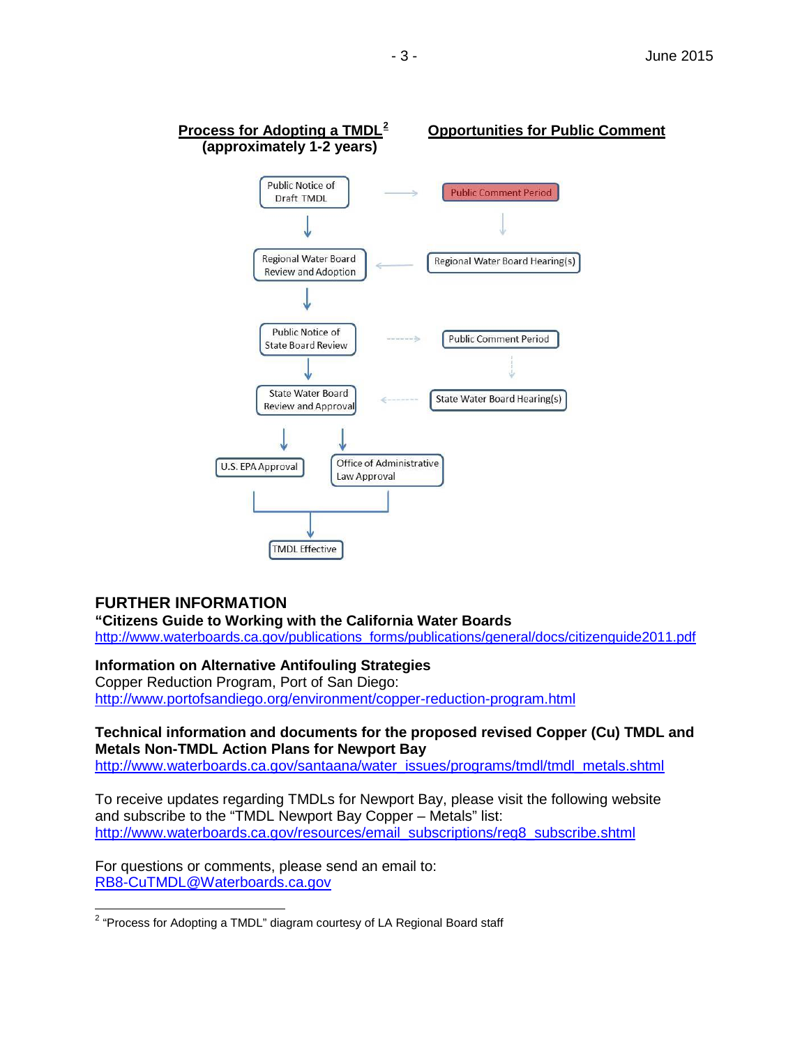**Process for Adopting a TMDL[2]**
**(approximately 1-2 years)**

**Opportunities for Public Comment**

Public Notice of Draft TMDL

Public Comment Period

Regional Water Board Review and Adoption

Regional Water Board Hearing(s)

Public Notice of State Board Review

Public Comment Period

State Water Board Review and Approval

State Water Board Hearing(s)

U.S. EPA Approval

Office of Administrative Law Approval

TMDL Effective

## FURTHER INFORMATION

**"Citizens Guide to Working with the California Water Boards**
http://www.waterboards.ca.gov/publications_forms/publications/general/docs/citizenguide2011.pdf

**Information on Alternative Antifouling Strategies**
Copper Reduction Program, Port of San Diego:
http://www.portofsandiego.org/environment/copper-reduction-program.html

**Technical information and documents for the proposed revised Copper (Cu) TMDL and Metals Non-TMDL Action Plans for Newport Bay**
http://www.waterboards.ca.gov/santaana/water_issues/programs/tmdl/tmdl_metals.shtml

To receive updates regarding TMDLs for Newport Bay, please visit the following website and subscribe to the "TMDL Newport Bay Copper – Metals" list:
http://www.waterboards.ca.gov/resources/email_subscriptions/reg8_subscribe.shtml

For questions or comments, please send an email to:
RB8-CuTMDL@Waterboards.ca.gov

---

[2] "Process for Adopting a TMDL" diagram courtesy of LA Regional Board staff